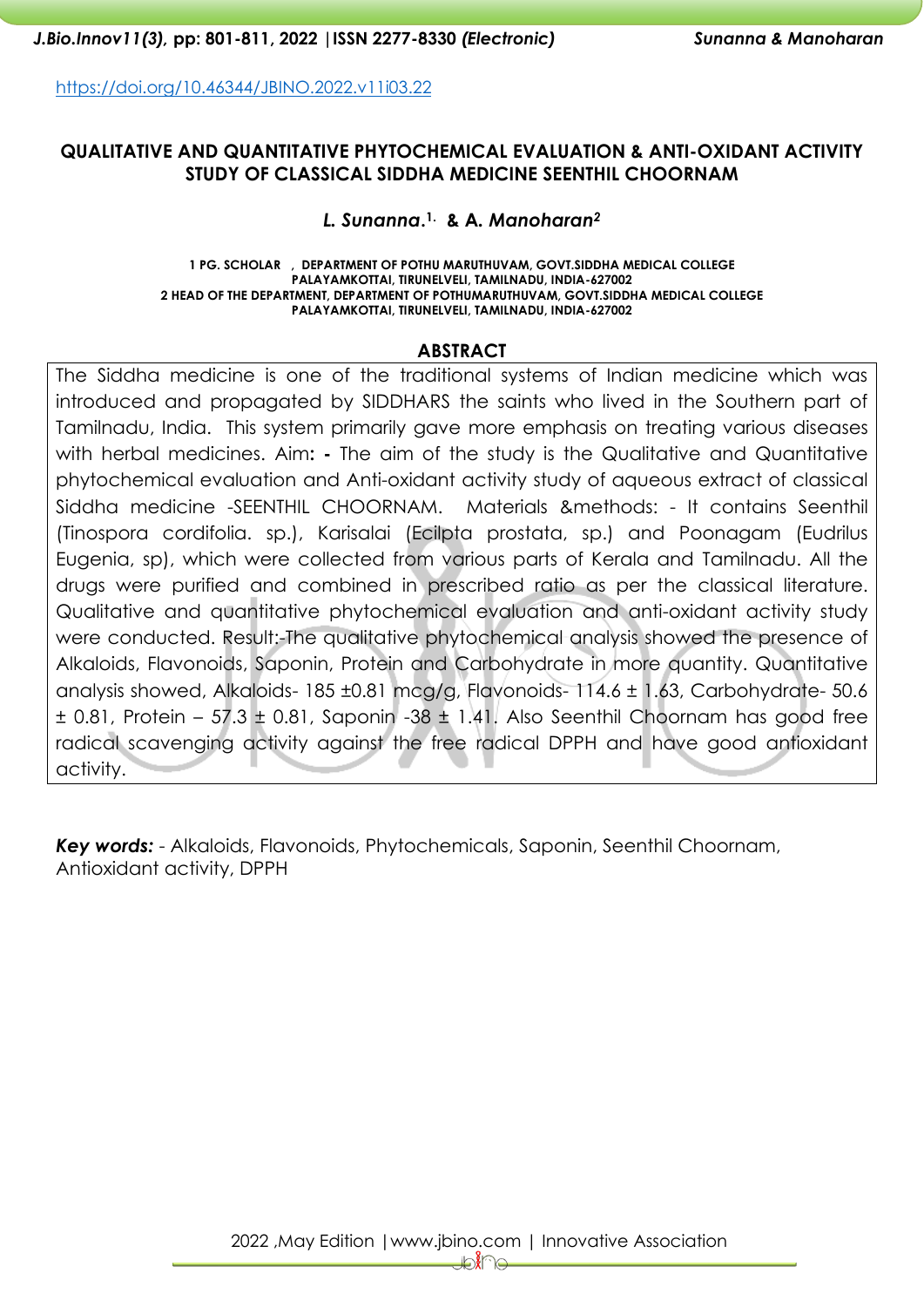https://doi.org/10.46344/JBINO.2022.v11i03.22

# QUALITATIVE AND QUANTITATIVE PHYTOCHEMICAL EVALUATION & ANTI-OXIDANT ACTIVITY STUDY OF CLASSICAL SIDDHA MEDICINE SEENTHIL CHOORNAM

***L. Sunanna.***[1.] **& A. *Manoharan***[2]

1 PG. SCHOLAR , DEPARTMENT OF POTHU MARUTHUVAM, GOVT.SIDDHA MEDICAL COLLEGE PALAYAMKOTTAI, TIRUNELVELI, TAMILNADU, INDIA-627002
2 HEAD OF THE DEPARTMENT, DEPARTMENT OF POTHUMARUTHUVAM, GOVT.SIDDHA MEDICAL COLLEGE PALAYAMKOTTAI, TIRUNELVELI, TAMILNADU, INDIA-627002

## ABSTRACT

The Siddha medicine is one of the traditional systems of Indian medicine which was introduced and propagated by SIDDHARS the saints who lived in the Southern part of Tamilnadu, India. This system primarily gave more emphasis on treating various diseases with herbal medicines. Aim**: -** The aim of the study is the Qualitative and Quantitative phytochemical evaluation and Anti-oxidant activity study of aqueous extract of classical Siddha medicine -SEENTHIL CHOORNAM. Materials &methods: - It contains Seenthil (Tinospora cordifolia. sp.), Karisalai (Ecilpta prostata, sp.) and Poonagam (Eudrilus Eugenia, sp), which were collected from various parts of Kerala and Tamilnadu. All the drugs were purified and combined in prescribed ratio as per the classical literature. Qualitative and quantitative phytochemical evaluation and anti-oxidant activity study were conducted. Result:-The qualitative phytochemical analysis showed the presence of Alkaloids, Flavonoids, Saponin, Protein and Carbohydrate in more quantity. Quantitative analysis showed, Alkaloids- 185 ±0.81 mcg/g, Flavonoids- 114.6 ± 1.63, Carbohydrate- 50.6 ± 0.81, Protein – 57.3 ± 0.81, Saponin -38 ± 1.41. Also Seenthil Choornam has good free radical scavenging activity against the free radical DPPH and have good antioxidant activity.

***Key words:*** - Alkaloids, Flavonoids, Phytochemicals, Saponin, Seenthil Choornam, Antioxidant activity, DPPH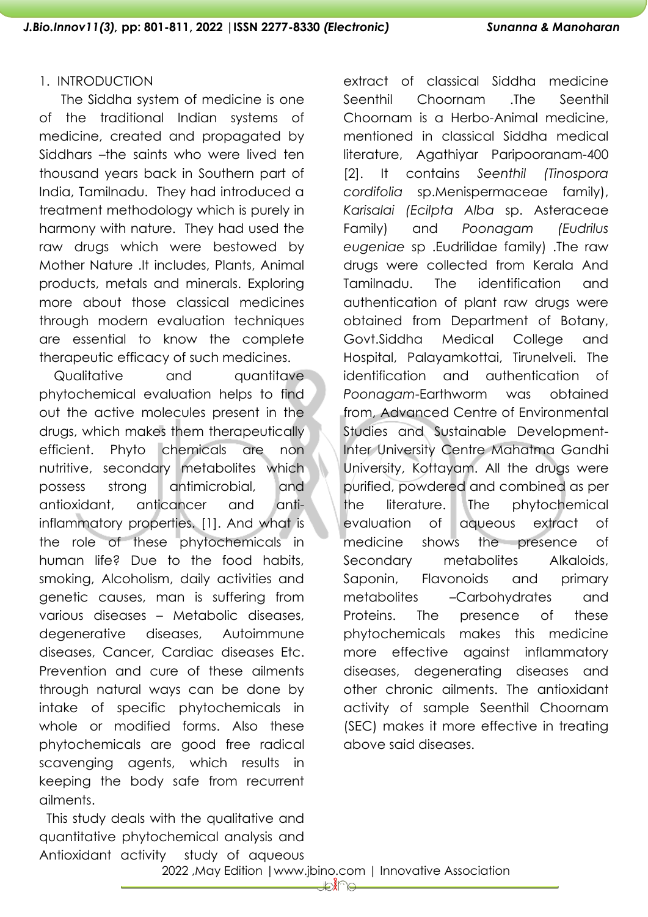## 1. INTRODUCTION

The Siddha system of medicine is one of the traditional Indian systems of medicine, created and propagated by Siddhars –the saints who were lived ten thousand years back in Southern part of India, Tamilnadu. They had introduced a treatment methodology which is purely in harmony with nature. They had used the raw drugs which were bestowed by Mother Nature .It includes, Plants, Animal products, metals and minerals. Exploring more about those classical medicines through modern evaluation techniques are essential to know the complete therapeutic efficacy of such medicines.

Qualitative and quantitave phytochemical evaluation helps to find out the active molecules present in the drugs, which makes them therapeutically efficient. Phyto chemicals are non nutritive, secondary metabolites which possess strong antimicrobial, and antioxidant, anticancer and anti-inflammatory properties. [1]. And what is the role of these phytochemicals in human life? Due to the food habits, smoking, Alcoholism, daily activities and genetic causes, man is suffering from various diseases – Metabolic diseases, degenerative diseases, Autoimmune diseases, Cancer, Cardiac diseases Etc. Prevention and cure of these ailments through natural ways can be done by intake of specific phytochemicals in whole or modified forms. Also these phytochemicals are good free radical scavenging agents, which results in keeping the body safe from recurrent ailments.

This study deals with the qualitative and quantitative phytochemical analysis and Antioxidant activity study of aqueous extract of classical Siddha medicine Seenthil Choornam .The Seenthil Choornam is a Herbo-Animal medicine, mentioned in classical Siddha medical literature, Agathiyar Paripooranam-400 [2]. It contains *Seenthil (Tinospora cordifolia* sp.Menispermaceae family), *Karisalai (Ecilpta Alba* sp. Asteraceae Family) and *Poonagam (Eudrilus eugeniae* sp .Eudrilidae family) .The raw drugs were collected from Kerala And Tamilnadu. The identification and authentication of plant raw drugs were obtained from Department of Botany, Govt.Siddha Medical College and Hospital, Palayamkottai, Tirunelveli. The identification and authentication of *Poonagam*-Earthworm was obtained from, Advanced Centre of Environmental Studies and Sustainable Development-Inter University Centre Mahatma Gandhi University, Kottayam. All the drugs were purified, powdered and combined as per the literature. The phytochemical evaluation of aqueous extract of medicine shows the presence of Secondary metabolites Alkaloids, Saponin, Flavonoids and primary metabolites –Carbohydrates and Proteins. The presence of these phytochemicals makes this medicine more effective against inflammatory diseases, degenerating diseases and other chronic ailments. The antioxidant activity of sample Seenthil Choornam (SEC) makes it more effective in treating above said diseases.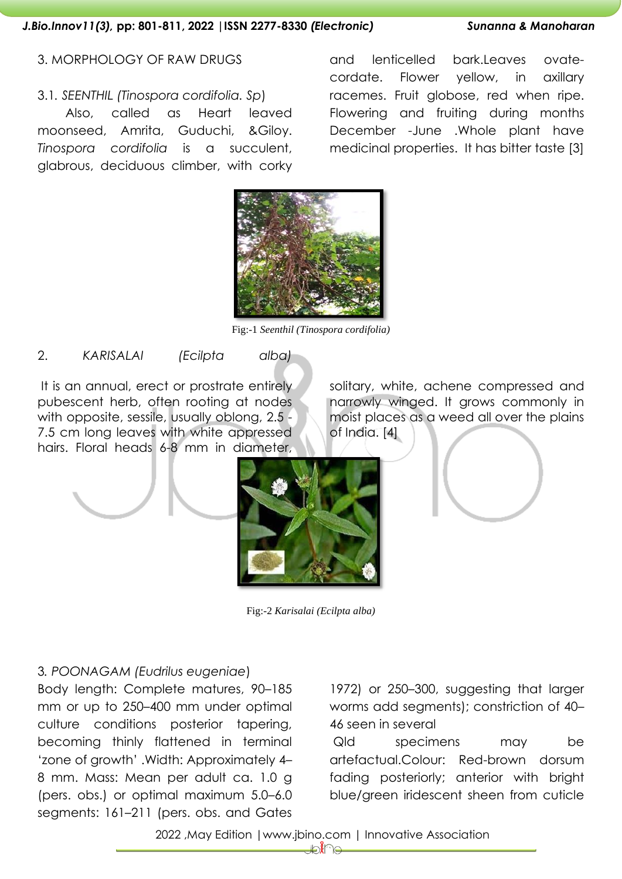3. MORPHOLOGY OF RAW DRUGS

3.1. *SEENTHIL (Tinospora cordifolia. Sp)*

Also, called as Heart leaved moonseed, Amrita, Guduchi, &Giloy. *Tinospora cordifolia* is a succulent, glabrous, deciduous climber, with corky and lenticelled bark.Leaves ovate-cordate. Flower yellow, in axillary racemes. Fruit globose, red when ripe. Flowering and fruiting during months December -June .Whole plant have medicinal properties. It has bitter taste [3]

Fig:-1 *Seenthil (Tinospora cordifolia)*

2. *KARISALAI (Ecilpta alba)*

It is an annual, erect or prostrate entirely pubescent herb, often rooting at nodes with opposite, sessile, usually oblong, 2.5 - 7.5 cm long leaves with white appressed hairs. Floral heads 6-8 mm in diameter, solitary, white, achene compressed and narrowly winged. It grows commonly in moist places as a weed all over the plains of India. [4]

Fig:-2 *Karisalai (Ecilpta alba)*

3. *POONAGAM (Eudrilus eugeniae)*

Body length: Complete matures, 90–185 mm or up to 250–400 mm under optimal culture conditions posterior tapering, becoming thinly flattened in terminal 'zone of growth' .Width: Approximately 4–8 mm. Mass: Mean per adult ca. 1.0 g (pers. obs.) or optimal maximum 5.0–6.0 segments: 161–211 (pers. obs. and Gates 1972) or 250–300, suggesting that larger worms add segments); constriction of 40–46 seen in several Qld specimens may be artefactual.Colour: Red-brown dorsum fading posteriorly; anterior with bright blue/green iridescent sheen from cuticle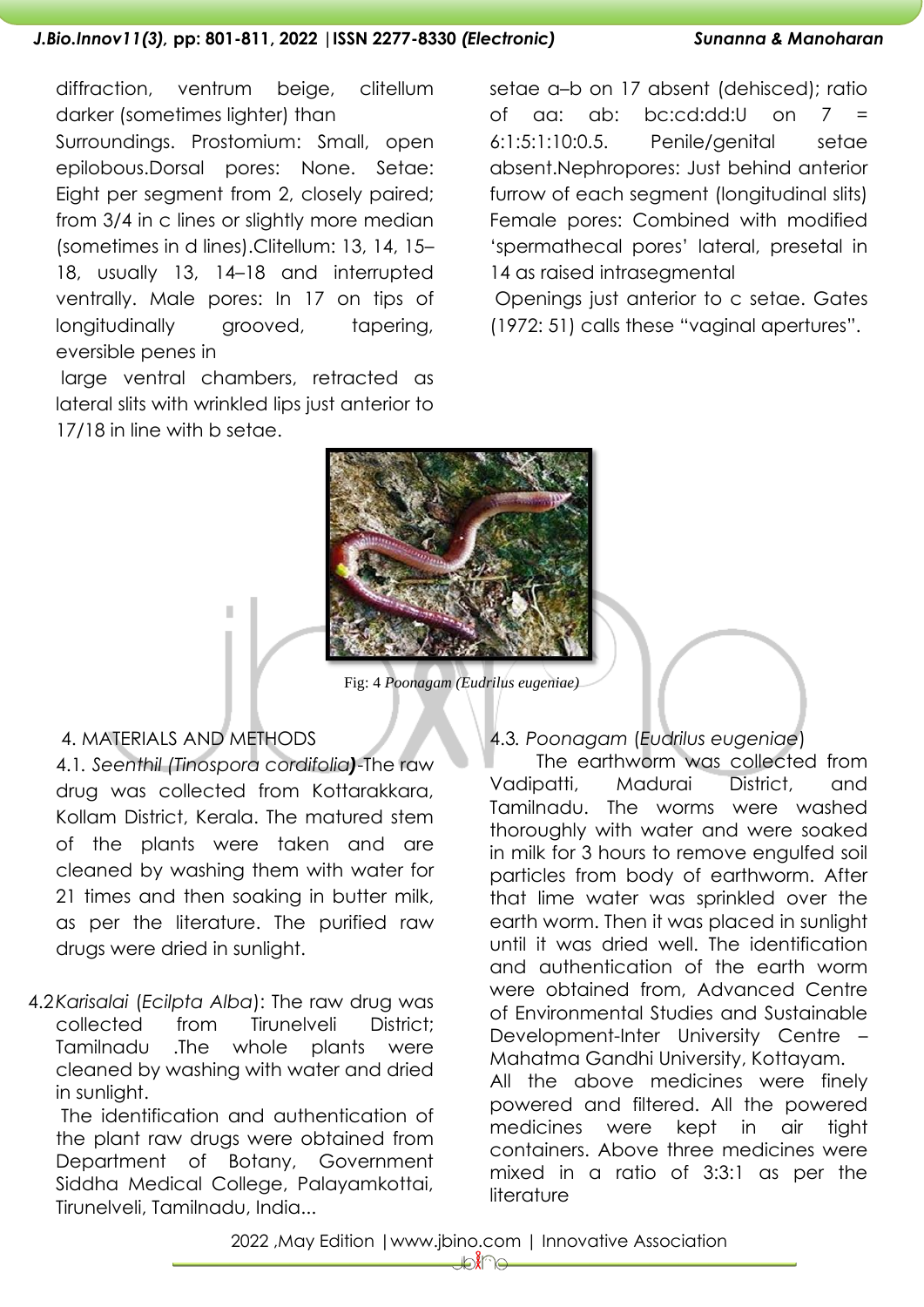diffraction, ventrum beige, clitellum darker (sometimes lighter) than Surroundings. Prostomium: Small, open epilobous. Dorsal pores: None. Setae: Eight per segment from 2, closely paired; from 3/4 in c lines or slightly more median (sometimes in d lines). Clitellum: 13, 14, 15–18, usually 13, 14–18 and interrupted ventrally. Male pores: In 17 on tips of longitudinally grooved, tapering, eversible penes in large ventral chambers, retracted as lateral slits with wrinkled lips just anterior to 17/18 in line with b setae.

setae a–b on 17 absent (dehisced); ratio of aa: ab: bc:cd:dd:U on 7 = 6:1:5:1:10:0.5. Penile/genital setae absent. Nephropores: Just behind anterior furrow of each segment (longitudinal slits) Female pores: Combined with modified 'spermathecal pores' lateral, presetal in 14 as raised intrasegmental Openings just anterior to c setae. Gates (1972: 51) calls these "vaginal apertures".

Fig: 4 *Poonagam (Eudrilus eugeniae)*

## 4. MATERIALS AND METHODS

4.1. *Seenthil (Tinospora cordifolia)*-The raw drug was collected from Kottarakkara, Kollam District, Kerala. The matured stem of the plants were taken and are cleaned by washing them with water for 21 times and then soaking in butter milk, as per the literature. The purified raw drugs were dried in sunlight.

4.2 *Karisalai* (*Ecilpta Alba*): The raw drug was collected from Tirunelveli District; Tamilnadu .The whole plants were cleaned by washing with water and dried in sunlight.

The identification and authentication of the plant raw drugs were obtained from Department of Botany, Government Siddha Medical College, Palayamkottai, Tirunelveli, Tamilnadu, India...

4.3. *Poonagam* (*Eudrilus eugeniae*)

The earthworm was collected from Vadipatti, Madurai District, and Tamilnadu. The worms were washed thoroughly with water and were soaked in milk for 3 hours to remove engulfed soil particles from body of earthworm. After that lime water was sprinkled over the earth worm. Then it was placed in sunlight until it was dried well. The identification and authentication of the earth worm were obtained from, Advanced Centre of Environmental Studies and Sustainable Development-Inter University Centre – Mahatma Gandhi University, Kottayam.

All the above medicines were finely powered and filtered. All the powered medicines were kept in air tight containers. Above three medicines were mixed in a ratio of 3:3:1 as per the literature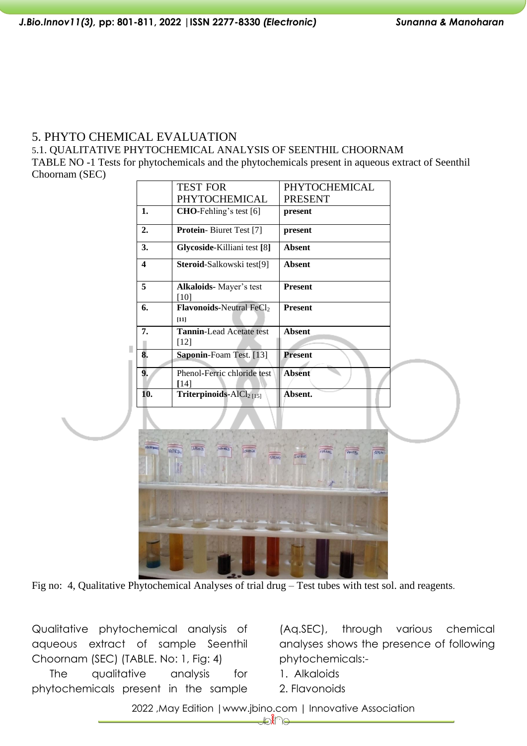# 5. PHYTO CHEMICAL EVALUATION

## 5.1. QUALITATIVE PHYTOCHEMICAL ANALYSIS OF SEENTHIL CHOORNAM

TABLE NO -1 Tests for phytochemicals and the phytochemicals present in aqueous extract of Seenthil Choornam (SEC)

| | TEST FOR PHYTOCHEMICAL | PHYTOCHEMICAL PRESENT |
|---|---|---|
| **1.** | **CHO**-Fehling's test [6] | **present** |
| **2.** | **Protein**- Biuret Test [7] | **present** |
| **3.** | **Glycoside**-Killiani test **[8]** | **Absent** |
| **4** | **Steroid**-Salkowski test[9] | **Absent** |
| **5** | **Alkaloids**- Mayer's test [10] | **Present** |
| **6.** | **Flavonoids**-Neutral $FeCl_2$ **[11]** | **Present** |
| **7.** | **Tannin**-Lead Acetate test [12] | **Absent** |
| **8.** | **Saponin**-Foam Test. [13] | **Present** |
| **9.** | Phenol-Ferric chloride test **[**14] | **Absent** |
| **10.** | **Triterpinoids**-$AlCl_2$ [15] | **Absent.** |

Fig no: 4, Qualitative Phytochemical Analyses of trial drug – Test tubes with test sol. and reagents.

Qualitative phytochemical analysis of aqueous extract of sample Seenthil Choornam (SEC) (TABLE. No: 1, Fig: 4)

The qualitative analysis for phytochemicals present in the sample (Aq.SEC), through various chemical analyses shows the presence of following phytochemicals:-

1. Alkaloids
2. Flavonoids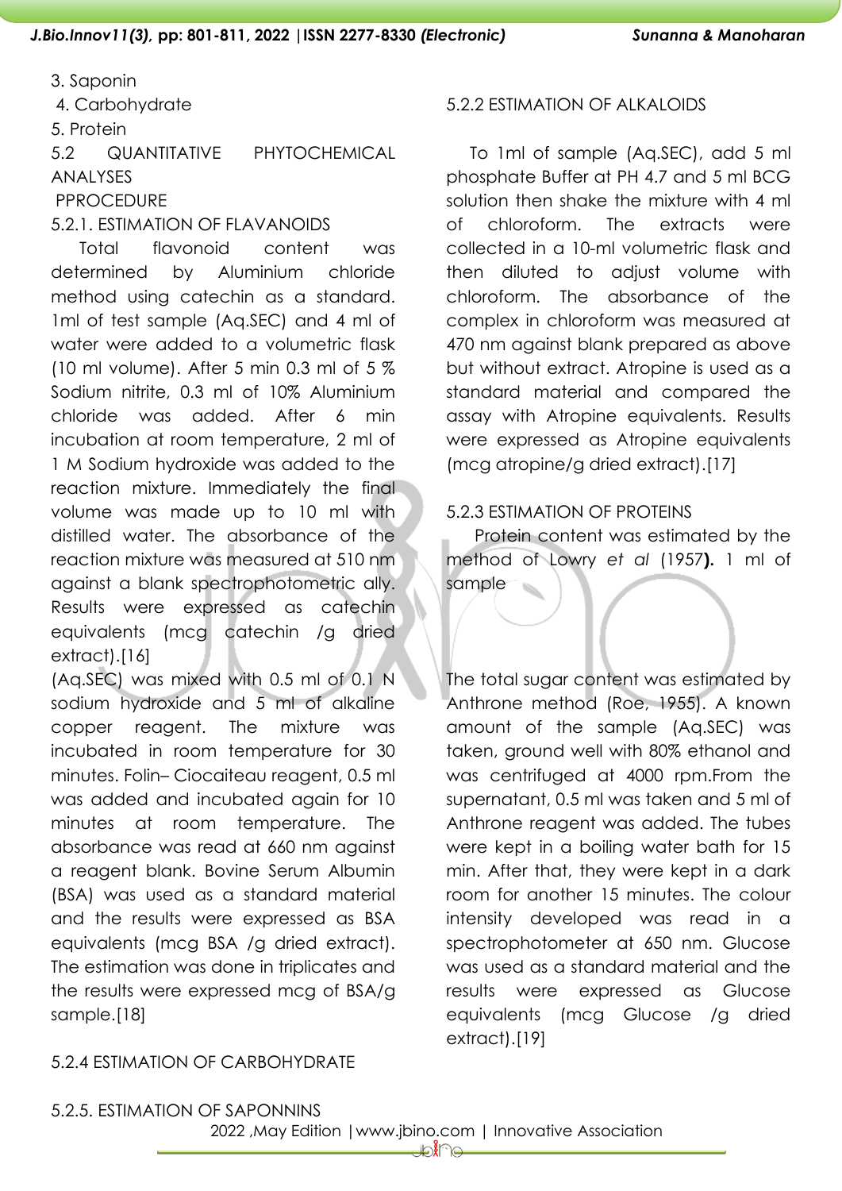3. Saponin

4. Carbohydrate

5. Protein

## 5.2 QUANTITATIVE PHYTOCHEMICAL ANALYSES

PPROCEDURE

### 5.2.1. ESTIMATION OF FLAVANOIDS

Total flavonoid content was determined by Aluminium chloride method using catechin as a standard. 1ml of test sample (Aq.SEC) and 4 ml of water were added to a volumetric flask (10 ml volume). After 5 min 0.3 ml of 5 % Sodium nitrite, 0.3 ml of 10% Aluminium chloride was added. After 6 min incubation at room temperature, 2 ml of 1 M Sodium hydroxide was added to the reaction mixture. Immediately the final volume was made up to 10 ml with distilled water. The absorbance of the reaction mixture was measured at 510 nm against a blank spectrophotometric ally. Results were expressed as catechin equivalents (mcg catechin /g dried extract).[16]

### 5.2.2 ESTIMATION OF ALKALOIDS

To 1ml of sample (Aq.SEC), add 5 ml phosphate Buffer at PH 4.7 and 5 ml BCG solution then shake the mixture with 4 ml of chloroform. The extracts were collected in a 10-ml volumetric flask and then diluted to adjust volume with chloroform. The absorbance of the complex in chloroform was measured at 470 nm against blank prepared as above but without extract. Atropine is used as a standard material and compared the assay with Atropine equivalents. Results were expressed as Atropine equivalents (mcg atropine/g dried extract).[17]

### 5.2.3 ESTIMATION OF PROTEINS

Protein content was estimated by the method of Lowry *et al* (1957**).** 1 ml of sample (Aq.SEC) was mixed with 0.5 ml of 0.1 N sodium hydroxide and 5 ml of alkaline copper reagent. The mixture was incubated in room temperature for 30 minutes. Folin– Ciocaiteau reagent, 0.5 ml was added and incubated again for 10 minutes at room temperature. The absorbance was read at 660 nm against a reagent blank. Bovine Serum Albumin (BSA) was used as a standard material and the results were expressed as BSA equivalents (mcg BSA /g dried extract). The estimation was done in triplicates and the results were expressed mcg of BSA/g sample.[18]

### 5.2.4 ESTIMATION OF CARBOHYDRATE

The total sugar content was estimated by Anthrone method (Roe, 1955). A known amount of the sample (Aq.SEC) was taken, ground well with 80% ethanol and was centrifuged at 4000 rpm.From the supernatant, 0.5 ml was taken and 5 ml of Anthrone reagent was added. The tubes were kept in a boiling water bath for 15 min. After that, they were kept in a dark room for another 15 minutes. The colour intensity developed was read in a spectrophotometer at 650 nm. Glucose was used as a standard material and the results were expressed as Glucose equivalents (mcg Glucose /g dried extract).[19]

### 5.2.5. ESTIMATION OF SAPONNINS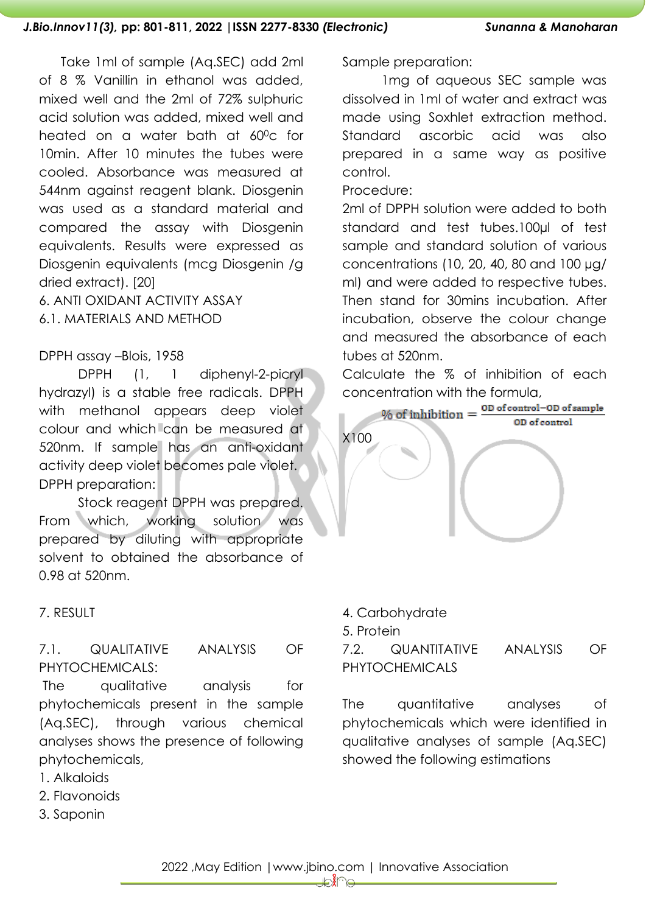Take 1ml of sample (Aq.SEC) add 2ml of 8 % Vanillin in ethanol was added, mixed well and the 2ml of 72% sulphuric acid solution was added, mixed well and heated on a water bath at $60^0c$ for 10min. After 10 minutes the tubes were cooled. Absorbance was measured at 544nm against reagent blank. Diosgenin was used as a standard material and compared the assay with Diosgenin equivalents. Results were expressed as Diosgenin equivalents (mcg Diosgenin /g dried extract). [20]

## 6. ANTI OXIDANT ACTIVITY ASSAY

### 6.1. MATERIALS AND METHOD

DPPH assay –Blois, 1958

DPPH (1, 1 diphenyl-2-picryl hydrazyl) is a stable free radicals. DPPH with methanol appears deep violet colour and which can be measured at 520nm. If sample has an anti-oxidant activity deep violet becomes pale violet.

DPPH preparation:

Stock reagent DPPH was prepared. From which, working solution was prepared by diluting with appropriate solvent to obtained the absorbance of 0.98 at 520nm.

Sample preparation:

1mg of aqueous SEC sample was dissolved in 1ml of water and extract was made using Soxhlet extraction method. Standard ascorbic acid was also prepared in a same way as positive control.

Procedure:

2ml of DPPH solution were added to both standard and test tubes.100µl of test sample and standard solution of various concentrations (10, 20, 40, 80 and 100 µg/ ml) and were added to respective tubes. Then stand for 30mins incubation. After incubation, observe the colour change and measured the absorbance of each tubes at 520nm.

Calculate the % of inhibition of each concentration with the formula,

$$\% \text{ of inhibition} = \frac{\text{OD of control} - \text{OD of sample}}{\text{OD of control}} \times 100$$

## 7. RESULT

### 7.1. QUALITATIVE ANALYSIS OF PHYTOCHEMICALS:

The qualitative analysis for phytochemicals present in the sample (Aq.SEC), through various chemical analyses shows the presence of following phytochemicals,

1. Alkaloids
2. Flavonoids
3. Saponin
4. Carbohydrate
5. Protein

### 7.2. QUANTITATIVE ANALYSIS OF PHYTOCHEMICALS

The quantitative analyses of phytochemicals which were identified in qualitative analyses of sample (Aq.SEC) showed the following estimations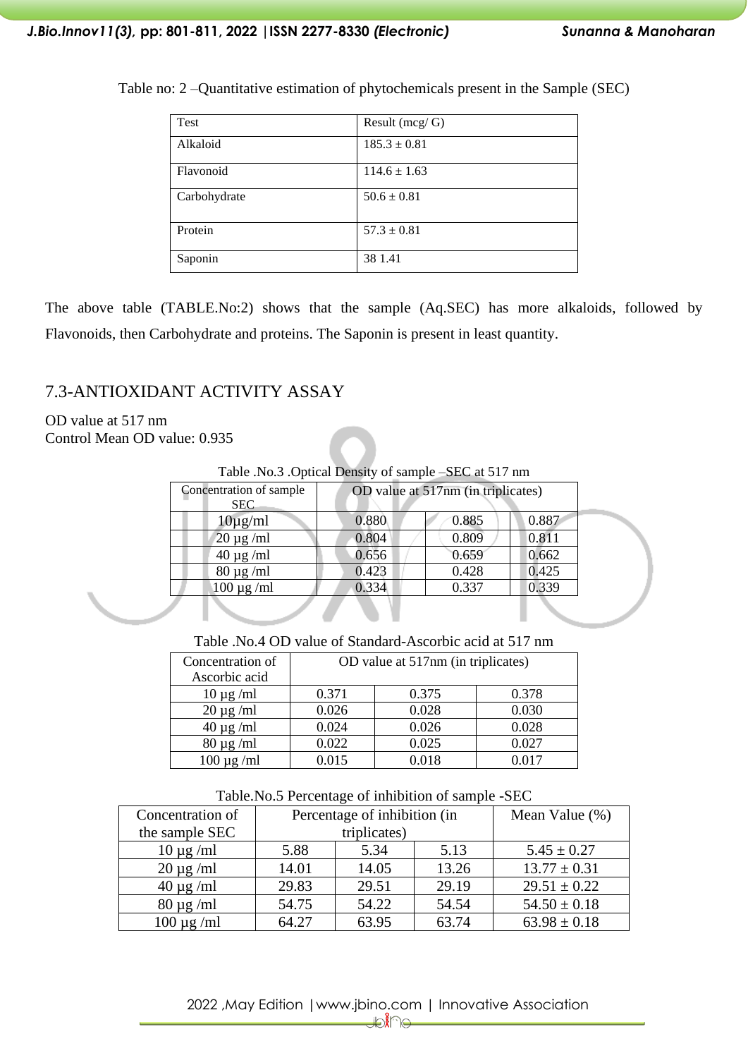Table no: 2 –Quantitative estimation of phytochemicals present in the Sample (SEC)

| Test | Result (mcg/ G) |
|---|---|
| Alkaloid | 185.3 ± 0.81 |
| Flavonoid | 114.6 ± 1.63 |
| Carbohydrate | 50.6 ± 0.81 |
| Protein | 57.3 ± 0.81 |
| Saponin | 38 1.41 |

The above table (TABLE.No:2) shows that the sample (Aq.SEC) has more alkaloids, followed by Flavonoids, then Carbohydrate and proteins. The Saponin is present in least quantity.

## 7.3-ANTIOXIDANT ACTIVITY ASSAY

OD value at 517 nm
Control Mean OD value: 0.935

Table .No.3 .Optical Density of sample –SEC at 517 nm

| Concentration of sample SEC | OD value at 517nm (in triplicates) | | |
|---|---|---|---|
| 10µg/ml | 0.880 | 0.885 | 0.887 |
| 20 µg /ml | 0.804 | 0.809 | 0.811 |
| 40 µg /ml | 0.656 | 0.659 | 0.662 |
| 80 µg /ml | 0.423 | 0.428 | 0.425 |
| 100 µg /ml | 0.334 | 0.337 | 0.339 |

Table .No.4 OD value of Standard-Ascorbic acid at 517 nm

| Concentration of Ascorbic acid | OD value at 517nm (in triplicates) | | |
|---|---|---|---|
| 10 µg /ml | 0.371 | 0.375 | 0.378 |
| 20 µg /ml | 0.026 | 0.028 | 0.030 |
| 40 µg /ml | 0.024 | 0.026 | 0.028 |
| 80 µg /ml | 0.022 | 0.025 | 0.027 |
| 100 µg /ml | 0.015 | 0.018 | 0.017 |

Table.No.5 Percentage of inhibition of sample -SEC

| Concentration of the sample SEC | Percentage of inhibition (in triplicates) | | | Mean Value (%) |
|---|---|---|---|---|
| 10 µg /ml | 5.88 | 5.34 | 5.13 | 5.45 ± 0.27 |
| 20 µg /ml | 14.01 | 14.05 | 13.26 | 13.77 ± 0.31 |
| 40 µg /ml | 29.83 | 29.51 | 29.19 | 29.51 ± 0.22 |
| 80 µg /ml | 54.75 | 54.22 | 54.54 | 54.50 ± 0.18 |
| 100 µg /ml | 64.27 | 63.95 | 63.74 | 63.98 ± 0.18 |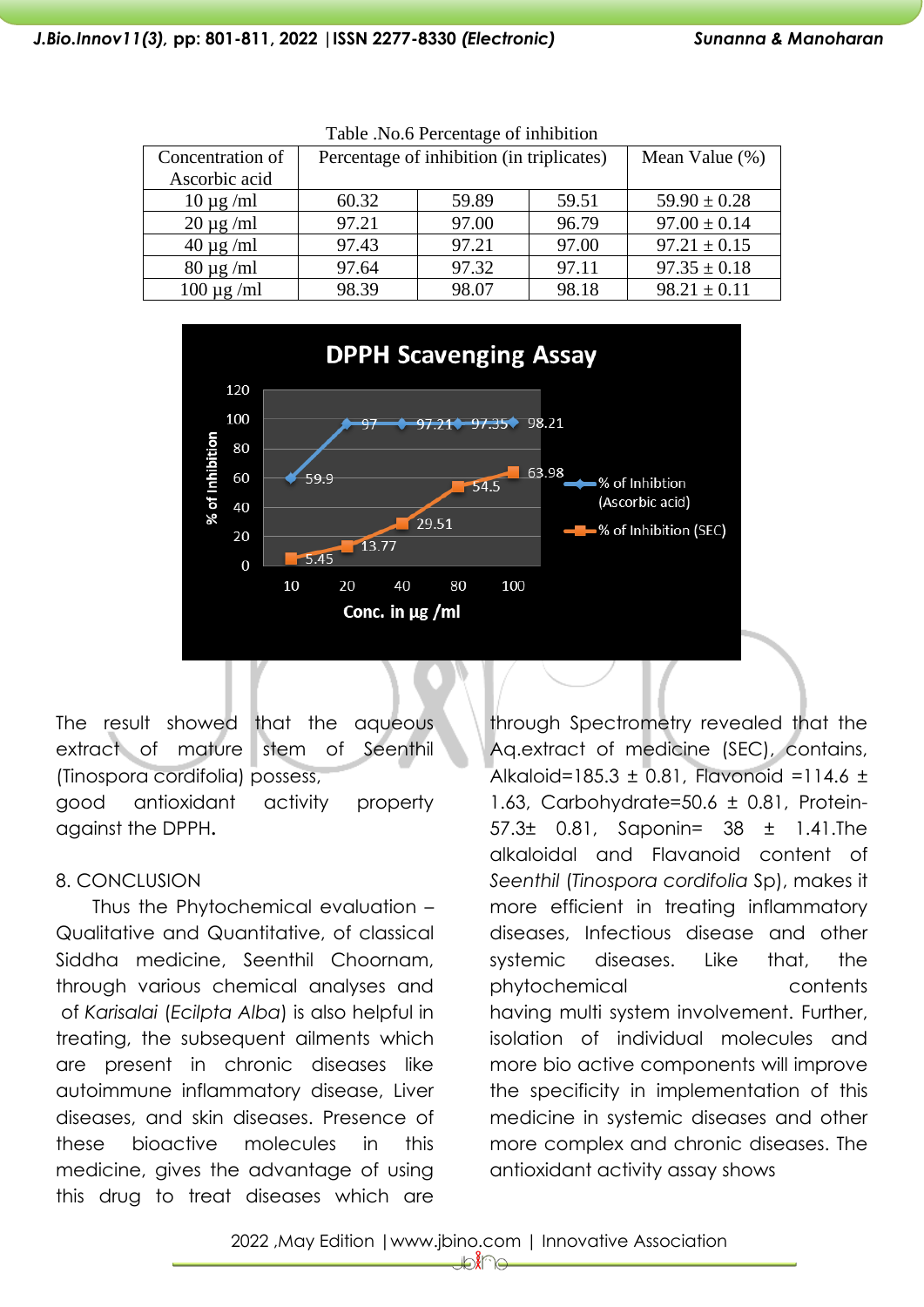Table .No.6 Percentage of inhibition

| Concentration of Ascorbic acid | Percentage of inhibition (in triplicates) | | | Mean Value (%) |
|---|---|---|---|---|
| 10 µg /ml | 60.32 | 59.89 | 59.51 | 59.90 ± 0.28 |
| 20 µg /ml | 97.21 | 97.00 | 96.79 | 97.00 ± 0.14 |
| 40 µg /ml | 97.43 | 97.21 | 97.00 | 97.21 ± 0.15 |
| 80 µg /ml | 97.64 | 97.32 | 97.11 | 97.35 ± 0.18 |
| 100 µg /ml | 98.39 | 98.07 | 98.18 | 98.21 ± 0.11 |

The result showed that the aqueous extract of mature stem of Seenthil (Tinospora cordifolia) possess, good antioxidant activity property against the DPPH.

## 8. CONCLUSION

Thus the Phytochemical evaluation – Qualitative and Quantitative, of classical Siddha medicine, Seenthil Choornam, through various chemical analyses and of *Karisalai* (*Ecilpta Alba*) is also helpful in treating, the subsequent ailments which are present in chronic diseases like autoimmune inflammatory disease, Liver diseases, and skin diseases. Presence of these bioactive molecules in this medicine, gives the advantage of using this drug to treat diseases which are through Spectrometry revealed that the Aq.extract of medicine (SEC), contains, Alkaloid=185.3 ± 0.81, Flavonoid =114.6 ± 1.63, Carbohydrate=50.6 ± 0.81, Protein-57.3± 0.81, Saponin= 38 ± 1.41.The alkaloidal and Flavanoid content of *Seenthil* (*Tinospora cordifolia* Sp), makes it more efficient in treating inflammatory diseases, Infectious disease and other systemic diseases. Like that, the phytochemical contents having multi system involvement. Further, isolation of individual molecules and more bio active components will improve the specificity in implementation of this medicine in systemic diseases and other more complex and chronic diseases. The antioxidant activity assay shows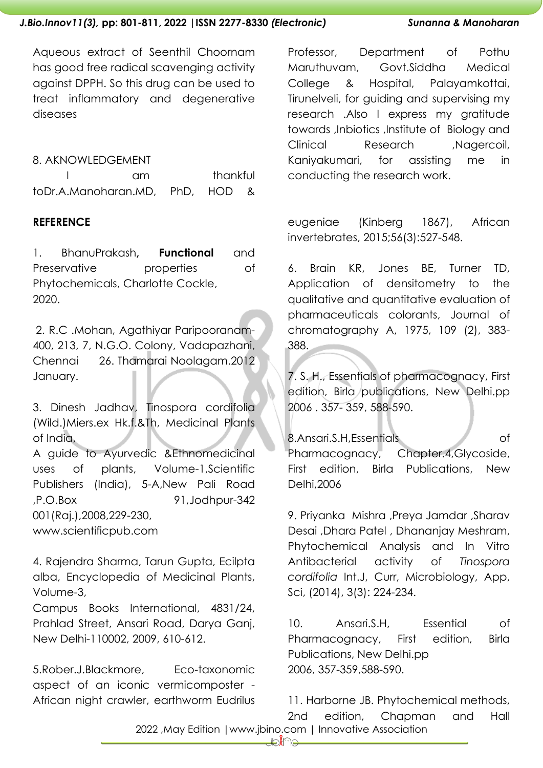Aqueous extract of Seenthil Choornam has good free radical scavenging activity against DPPH. So this drug can be used to treat inflammatory and degenerative diseases

## 8. AKNOWLEDGEMENT

I am thankful toDr.A.Manoharan.MD, PhD, HOD & Professor, Department of Pothu Maruthuvam, Govt.Siddha Medical College & Hospital, Palayamkottai, Tirunelveli, for guiding and supervising my research .Also I express my gratitude towards ,Inbiotics ,Institute of Biology and Clinical Research ,Nagercoil, Kaniyakumari, for assisting me in conducting the research work.

## REFERENCE

1. BhanuPrakash**, Functional** and Preservative properties of Phytochemicals, Charlotte Cockle, 2020.

2. R.C .Mohan, Agathiyar Paripooranam-400, 213, 7, N.G.O. Colony, Vadapazhani, Chennai 26. Thamarai Noolagam.2012 January.

3. Dinesh Jadhav, Tinospora cordifolia (Wild.)Miers.ex Hk.f.&Th, Medicinal Plants of India,
A guide to Ayurvedic &Ethnomedicinal uses of plants, Volume-1,Scientific Publishers (India), 5-A,New Pali Road ,P.O.Box 91,Jodhpur-342 001(Raj.),2008,229-230, www.scientificpub.com

4. Rajendra Sharma, Tarun Gupta, Ecilpta alba, Encyclopedia of Medicinal Plants, Volume-3,
Campus Books International, 4831/24, Prahlad Street, Ansari Road, Darya Ganj, New Delhi-110002, 2009, 610-612.

5.Rober.J.Blackmore, Eco-taxonomic aspect of an iconic vermicomposter - African night crawler, earthworm Eudrilus eugeniae (Kinberg 1867), African invertebrates, 2015;56(3):527-548.

6. Brain KR, Jones BE, Turner TD, Application of densitometry to the qualitative and quantitative evaluation of pharmaceuticals colorants, Journal of chromatography A, 1975, 109 (2), 383-388.

7. S. H., Essentials of pharmacognacy, First edition, Birla publications, New Delhi.pp 2006 . 357- 359, 588-590.

8.Ansari.S.H,Essentials of Pharmacognacy, Chapter.4,Glycoside, First edition, Birla Publications, New Delhi,2006

9. Priyanka Mishra ,Preya Jamdar ,Sharav Desai ,Dhara Patel , Dhananjay Meshram, Phytochemical Analysis and In Vitro Antibacterial activity of *Tinospora cordifolia* Int.J, Curr, Microbiology, App, Sci, (2014), 3(3): 224-234.

10. Ansari.S.H, Essential of Pharmacognacy, First edition, Birla Publications, New Delhi.pp 2006, 357-359,588-590.

11. Harborne JB. Phytochemical methods, 2nd edition, Chapman and Hall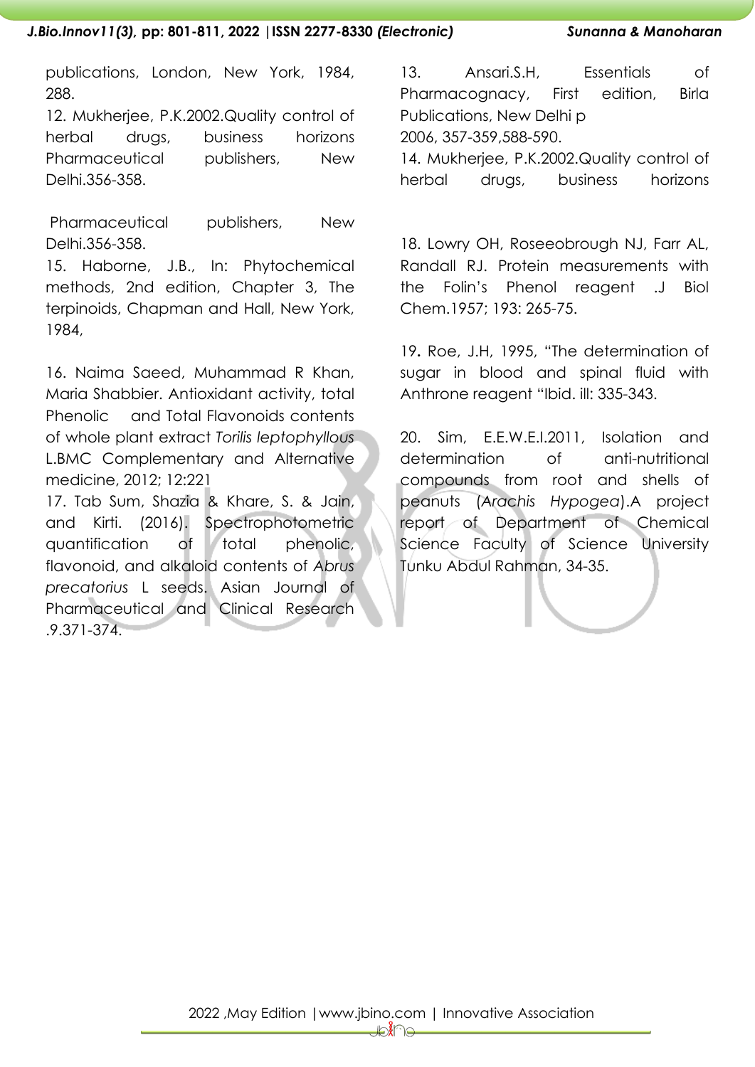publications, London, New York, 1984, 288.

12. Mukherjee, P.K.2002.Quality control of herbal drugs, business horizons Pharmaceutical publishers, New Delhi.356-358.

Pharmaceutical publishers, New Delhi.356-358.

15. Haborne, J.B., In: Phytochemical methods, 2nd edition, Chapter 3, The terpinoids, Chapman and Hall, New York, 1984,

16. Naima Saeed, Muhammad R Khan, Maria Shabbier. Antioxidant activity, total Phenolic and Total Flavonoids contents of whole plant extract *Torilis leptophyllous* L.BMC Complementary and Alternative medicine, 2012; 12:221

17. Tab Sum, Shazia & Khare, S. & Jain, and Kirti. (2016). Spectrophotometric quantification of total phenolic, flavonoid, and alkaloid contents of *Abrus precatorius* L seeds. Asian Journal of Pharmaceutical and Clinical Research .9.371-374.

13. Ansari.S.H, Essentials of Pharmacognacy, First edition, Birla Publications, New Delhi p 2006, 357-359,588-590.

14. Mukherjee, P.K.2002.Quality control of herbal drugs, business horizons

18. Lowry OH, Roseeobrough NJ, Farr AL, Randall RJ. Protein measurements with the Folin's Phenol reagent .J Biol Chem.1957; 193: 265-75.

19. Roe, J.H, 1995, "The determination of sugar in blood and spinal fluid with Anthrone reagent "Ibid. ill: 335-343.

20. Sim, E.E.W.E.I.2011, Isolation and determination of anti-nutritional compounds from root and shells of peanuts (*Arachis Hypogea*).A project report of Department of Chemical Science Faculty of Science University Tunku Abdul Rahman, 34-35.